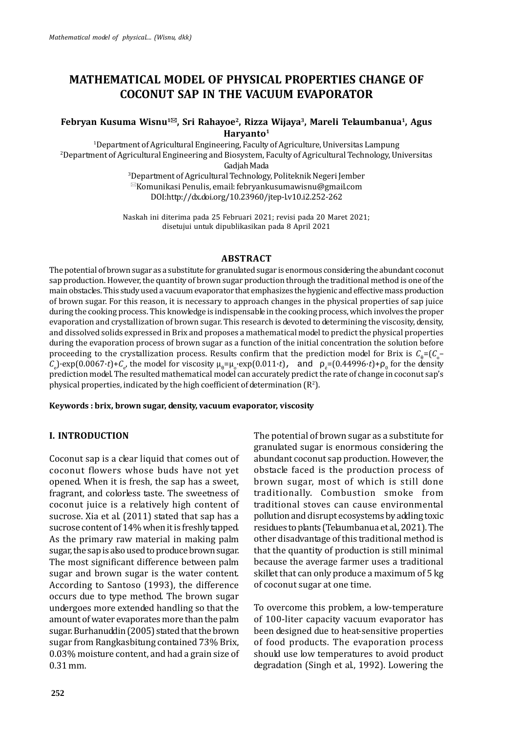# MATHEMATICAL MODEL OF PHYSICAL PROPERTIES CHANGE OF COCONUT SAP IN THE VACUUM EVAPORATOR

**Febryan Kusuma Wisnu[1✉], Sri Rahayoe[2], Rizza Wijaya[3], Mareli Telaumbanua[1], Agus Haryanto[1]**

[1]Department of Agricultural Engineering, Faculty of Agriculture, Universitas Lampung
[2]Department of Agricultural Engineering and Biosystem, Faculty of Agricultural Technology, Universitas Gadjah Mada
[3]Department of Agricultural Technology, Politeknik Negeri Jember
✉Komunikasi Penulis, email: febryankusumawisnu@gmail.com
DOI:http://dx.doi.org/10.23960/jtep-l.v10.i2.252-262

Naskah ini diterima pada 25 Februari 2021; revisi pada 20 Maret 2021; disetujui untuk dipublikasikan pada 8 April 2021

## ABSTRACT

The potential of brown sugar as a substitute for granulated sugar is enormous considering the abundant coconut sap production. However, the quantity of brown sugar production through the traditional method is one of the main obstacles. This study used a vacuum evaporator that emphasizes the hygienic and effective mass production of brown sugar. For this reason, it is necessary to approach changes in the physical properties of sap juice during the cooking process. This knowledge is indispensable in the cooking process, which involves the proper evaporation and crystallization of brown sugar. This research is devoted to determining the viscosity, density, and dissolved solids expressed in Brix and proposes a mathematical model to predict the physical properties during the evaporation process of brown sugar as a function of the initial concentration the solution before proceeding to the crystallization process. Results confirm that the prediction model for Brix is $C_\theta=(C_o-C_e)\cdot\exp(0.0067\cdot t)+C_e$, the model for viscosity $\mu_\theta=\mu_o\cdot\exp(0.011\cdot t)$, and $\rho_\theta=(0.44996\cdot t)+\rho_0$ for the density prediction model. The resulted mathematical model can accurately predict the rate of change in coconut sap's physical properties, indicated by the high coefficient of determination ($R^2$).

**Keywords : brix, brown sugar, density, vacuum evaporator, viscosity**

## I. INTRODUCTION

Coconut sap is a clear liquid that comes out of coconut flowers whose buds have not yet opened. When it is fresh, the sap has a sweet, fragrant, and colorless taste. The sweetness of coconut juice is a relatively high content of sucrose. Xia et al. (2011) stated that sap has a sucrose content of 14% when it is freshly tapped. As the primary raw material in making palm sugar, the sap is also used to produce brown sugar. The most significant difference between palm sugar and brown sugar is the water content. According to Santoso (1993), the difference occurs due to type method. The brown sugar undergoes more extended handling so that the amount of water evaporates more than the palm sugar. Burhanuddin (2005) stated that the brown sugar from Rangkasbitung contained 73% Brix, 0.03% moisture content, and had a grain size of 0.31 mm.

The potential of brown sugar as a substitute for granulated sugar is enormous considering the abundant coconut sap production. However, the obstacle faced is the production process of brown sugar, most of which is still done traditionally. Combustion smoke from traditional stoves can cause environmental pollution and disrupt ecosystems by adding toxic residues to plants (Telaumbanua et al., 2021). The other disadvantage of this traditional method is that the quantity of production is still minimal because the average farmer uses a traditional skillet that can only produce a maximum of 5 kg of coconut sugar at one time.

To overcome this problem, a low-temperature of 100-liter capacity vacuum evaporator has been designed due to heat-sensitive properties of food products. The evaporation process should use low temperatures to avoid product degradation (Singh et al., 1992). Lowering the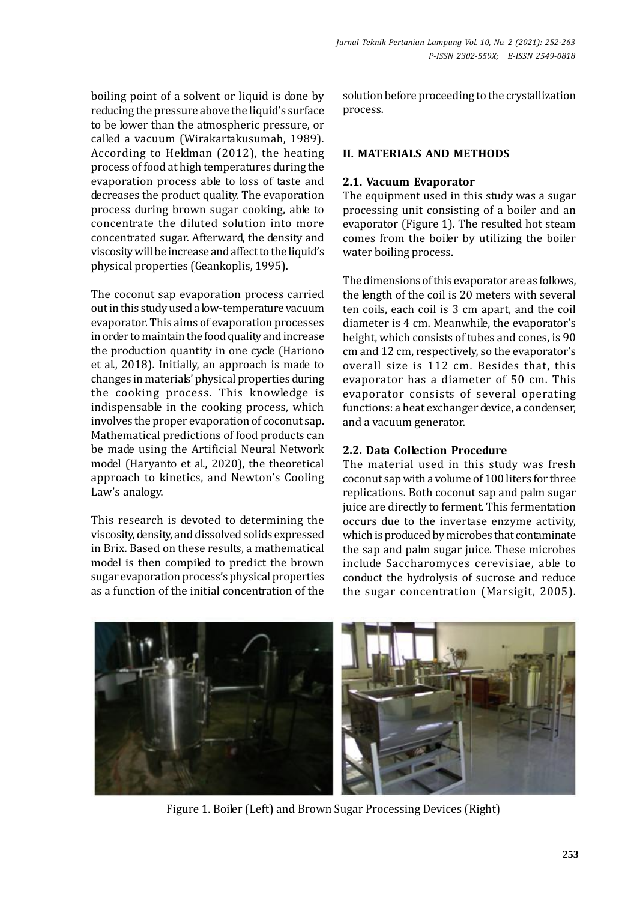boiling point of a solvent or liquid is done by reducing the pressure above the liquid's surface to be lower than the atmospheric pressure, or called a vacuum (Wirakartakusumah, 1989). According to Heldman (2012), the heating process of food at high temperatures during the evaporation process able to loss of taste and decreases the product quality. The evaporation process during brown sugar cooking, able to concentrate the diluted solution into more concentrated sugar. Afterward, the density and viscosity will be increase and affect to the liquid's physical properties (Geankoplis, 1995).

The coconut sap evaporation process carried out in this study used a low-temperature vacuum evaporator. This aims of evaporation processes in order to maintain the food quality and increase the production quantity in one cycle (Hariono et al., 2018). Initially, an approach is made to changes in materials' physical properties during the cooking process. This knowledge is indispensable in the cooking process, which involves the proper evaporation of coconut sap. Mathematical predictions of food products can be made using the Artificial Neural Network model (Haryanto et al., 2020), the theoretical approach to kinetics, and Newton's Cooling Law's analogy.

This research is devoted to determining the viscosity, density, and dissolved solids expressed in Brix. Based on these results, a mathematical model is then compiled to predict the brown sugar evaporation process's physical properties as a function of the initial concentration of the solution before proceeding to the crystallization process.

## II. MATERIALS AND METHODS

### 2.1. Vacuum Evaporator

The equipment used in this study was a sugar processing unit consisting of a boiler and an evaporator (Figure 1). The resulted hot steam comes from the boiler by utilizing the boiler water boiling process.

The dimensions of this evaporator are as follows, the length of the coil is 20 meters with several ten coils, each coil is 3 cm apart, and the coil diameter is 4 cm. Meanwhile, the evaporator's height, which consists of tubes and cones, is 90 cm and 12 cm, respectively, so the evaporator's overall size is 112 cm. Besides that, this evaporator has a diameter of 50 cm. This evaporator consists of several operating functions: a heat exchanger device, a condenser, and a vacuum generator.

### 2.2. Data Collection Procedure

The material used in this study was fresh coconut sap with a volume of 100 liters for three replications. Both coconut sap and palm sugar juice are directly to ferment. This fermentation occurs due to the invertase enzyme activity, which is produced by microbes that contaminate the sap and palm sugar juice. These microbes include Saccharomyces cerevisiae, able to conduct the hydrolysis of sucrose and reduce the sugar concentration (Marsigit, 2005).

Figure 1. Boiler (Left) and Brown Sugar Processing Devices (Right)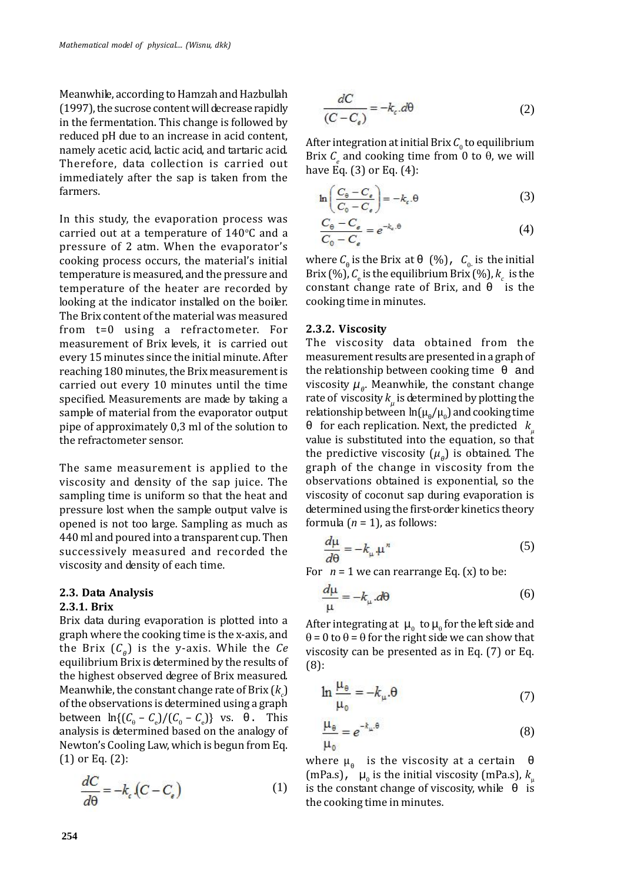Meanwhile, according to Hamzah and Hazbullah (1997), the sucrose content will decrease rapidly in the fermentation. This change is followed by reduced pH due to an increase in acid content, namely acetic acid, lactic acid, and tartaric acid. Therefore, data collection is carried out immediately after the sap is taken from the farmers.

In this study, the evaporation process was carried out at a temperature of 140°C and a pressure of 2 atm. When the evaporator's cooking process occurs, the material's initial temperature is measured, and the pressure and temperature of the heater are recorded by looking at the indicator installed on the boiler. The Brix content of the material was measured from t=0 using a refractometer. For measurement of Brix levels, it is carried out every 15 minutes since the initial minute. After reaching 180 minutes, the Brix measurement is carried out every 10 minutes until the time specified. Measurements are made by taking a sample of material from the evaporator output pipe of approximately 0,3 ml of the solution to the refractometer sensor.

The same measurement is applied to the viscosity and density of the sap juice. The sampling time is uniform so that the heat and pressure lost when the sample output valve is opened is not too large. Sampling as much as 440 ml and poured into a transparent cup. Then successively measured and recorded the viscosity and density of each time.

### 2.3. Data Analysis

#### 2.3.1. Brix

Brix data during evaporation is plotted into a graph where the cooking time is the x-axis, and the Brix ($C_\theta$) is the y-axis. While the $Ce$ equilibrium Brix is determined by the results of the highest observed degree of Brix measured. Meanwhile, the constant change rate of Brix ($k_c$) of the observations is determined using a graph between $\ln\{(C_\theta - C_e)/(C_0 - C_e)\}$ vs. $\theta$. This analysis is determined based on the analogy of Newton's Cooling Law, which is begun from Eq. (1) or Eq. (2):

$$\frac{dC}{d\theta} = -k_c.(C - C_e) \tag{1}$$

$$\frac{dC}{(C - C_e)} = -k_c.d\theta \tag{2}$$

After integration at initial Brix $C_0$ to equilibrium Brix $C_e$ and cooking time from 0 to θ, we will have Eq. (3) or Eq. (4):

$$\ln\left(\frac{C_\theta - C_e}{C_0 - C_e}\right) = -k_c.\theta \tag{3}$$

$$\frac{C_\theta - C_e}{C_0 - C_e} = e^{-k_c.\theta} \tag{4}$$

where $C_\theta$ is the Brix at θ (%), $C_0$ is the initial Brix (%), $C_e$ is the equilibrium Brix (%), $k_c$ is the constant change rate of Brix, and θ is the cooking time in minutes.

#### 2.3.2. Viscosity

The viscosity data obtained from the measurement results are presented in a graph of the relationship between cooking time θ and viscosity $\mu_\theta$. Meanwhile, the constant change rate of viscosity $k_\mu$ is determined by plotting the relationship between $\ln(\mu_\theta/\mu_0)$ and cooking time θ for each replication. Next, the predicted $k_\mu$ value is substituted into the equation, so that the predictive viscosity ($\mu_\theta$) is obtained. The graph of the change in viscosity from the observations obtained is exponential, so the viscosity of coconut sap during evaporation is determined using the first-order kinetics theory formula ($n$ = 1), as follows:

$$\frac{d\mu}{d\theta} = -k_\mu.\mu^n \tag{5}$$

For $n$ = 1 we can rearrange Eq. (x) to be:

$$\frac{d\mu}{\mu} = -k_\mu.d\theta \tag{6}$$

After integrating at $\mu_0$ to $\mu_\theta$ for the left side and θ = 0 to θ = θ for the right side we can show that viscosity can be presented as in Eq. (7) or Eq. (8):

$$\ln\frac{\mu_\theta}{\mu_0} = -k_\mu.\theta \tag{7}$$

$$\frac{\mu_\theta}{\mu_0} = e^{-k_\mu.\theta} \tag{8}$$

where $\mu_\theta$ is the viscosity at a certain θ (mPa.s), $\mu_0$ is the initial viscosity (mPa.s), $k_\mu$ is the constant change of viscosity, while θ is the cooking time in minutes.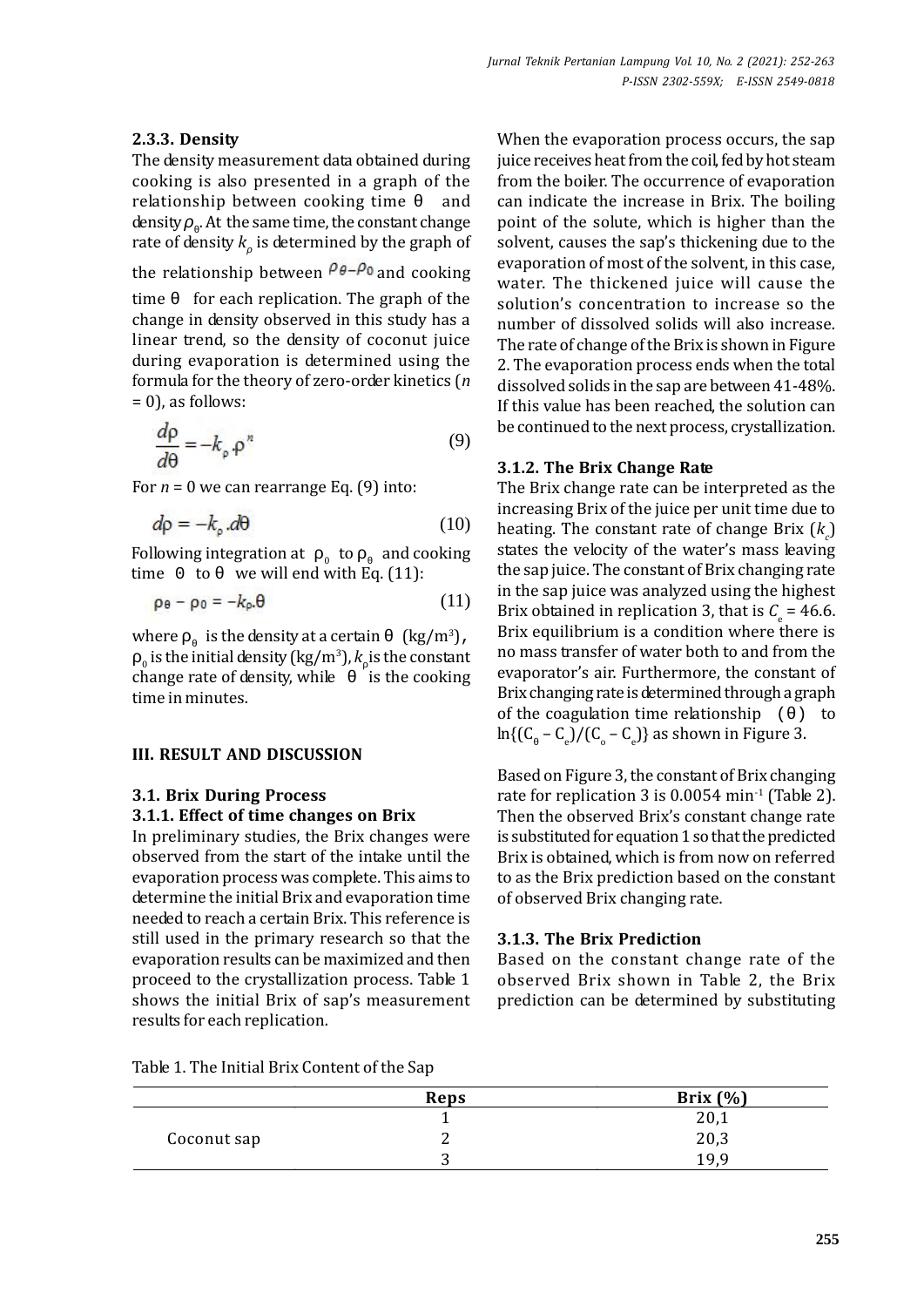### 2.3.3. Density

The density measurement data obtained during cooking is also presented in a graph of the relationship between cooking time θ and density $\rho_\theta$. At the same time, the constant change rate of density $k_\rho$ is determined by the graph of the relationship between $\rho_\theta - \rho_0$ and cooking time θ for each replication. The graph of the change in density observed in this study has a linear trend, so the density of coconut juice during evaporation is determined using the formula for the theory of zero-order kinetics ($n$ = 0), as follows:

$$\frac{d\rho}{d\theta} = -k_\rho . \rho^n \tag{9}$$

For $n$ = 0 we can rearrange Eq. (9) into:

$$d\rho = -k_\rho . d\theta \tag{10}$$

Following integration at $\rho_0$ to $\rho_\theta$ and cooking time 0 to θ we will end with Eq. (11):

$$\rho_\theta - \rho_0 = -k_\rho . \theta \tag{11}$$

where $\rho_\theta$ is the density at a certain θ (kg/m$^3$), $\rho_0$ is the initial density (kg/m$^3$), $k_\rho$ is the constant change rate of density, while θ is the cooking time in minutes.

## III. RESULT AND DISCUSSION

### 3.1. Brix During Process

### 3.1.1. Effect of time changes on Brix

In preliminary studies, the Brix changes were observed from the start of the intake until the evaporation process was complete. This aims to determine the initial Brix and evaporation time needed to reach a certain Brix. This reference is still used in the primary research so that the evaporation results can be maximized and then proceed to the crystallization process. Table 1 shows the initial Brix of sap's measurement results for each replication.

When the evaporation process occurs, the sap juice receives heat from the coil, fed by hot steam from the boiler. The occurrence of evaporation can indicate the increase in Brix. The boiling point of the solute, which is higher than the solvent, causes the sap's thickening due to the evaporation of most of the solvent, in this case, water. The thickened juice will cause the solution's concentration to increase so the number of dissolved solids will also increase. The rate of change of the Brix is shown in Figure 2. The evaporation process ends when the total dissolved solids in the sap are between 41-48%. If this value has been reached, the solution can be continued to the next process, crystallization.

### 3.1.2. The Brix Change Rate

The Brix change rate can be interpreted as the increasing Brix of the juice per unit time due to heating. The constant rate of change Brix ($k_c$) states the velocity of the water's mass leaving the sap juice. The constant of Brix changing rate in the sap juice was analyzed using the highest Brix obtained in replication 3, that is $C_e$ = 46.6. Brix equilibrium is a condition where there is no mass transfer of water both to and from the evaporator's air. Furthermore, the constant of Brix changing rate is determined through a graph of the coagulation time relationship (θ) to $\ln\{(C_\theta - C_e)/(C_o - C_e)\}$ as shown in Figure 3.

Based on Figure 3, the constant of Brix changing rate for replication 3 is 0.0054 min$^{-1}$ (Table 2). Then the observed Brix's constant change rate is substituted for equation 1 so that the predicted Brix is obtained, which is from now on referred to as the Brix prediction based on the constant of observed Brix changing rate.

### 3.1.3. The Brix Prediction

Based on the constant change rate of the observed Brix shown in Table 2, the Brix prediction can be determined by substituting

Table 1. The Initial Brix Content of the Sap

| | Reps | Brix (%) |
|---|---|---|
| Coconut sap | 1 | 20,1 |
| | 2 | 20,3 |
| | 3 | 19,9 |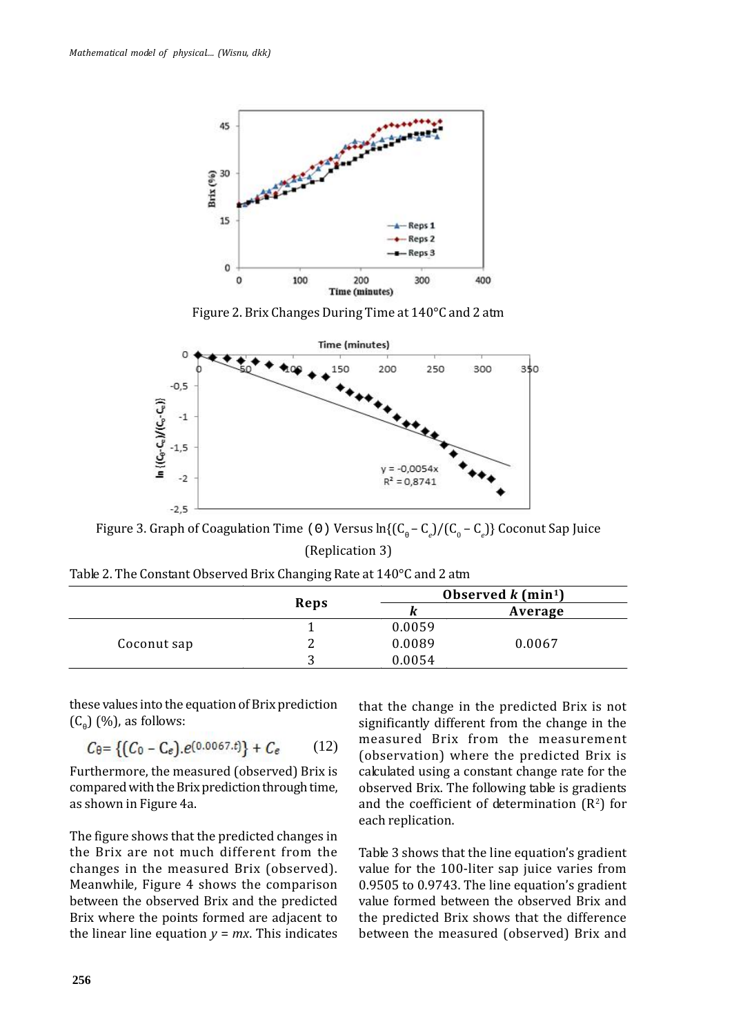Figure 2. Brix Changes During Time at 140°C and 2 atm

Figure 3. Graph of Coagulation Time (θ) Versus $\ln\{(C_\theta - C_e)/(C_0 - C_e)\}$ Coconut Sap Juice (Replication 3)

Table 2. The Constant Observed Brix Changing Rate at 140°C and 2 atm

| | Reps | Observed *k* (min[1]) | |
|---|---|---|---|
| | | *k* | Average |
| Coconut sap | 1 | 0.0059 | 0.0067 |
| | 2 | 0.0089 | |
| | 3 | 0.0054 | |

these values into the equation of Brix prediction ($C_\theta$) (%), as follows:

$$C_\theta = \{(C_0 - C_e).e^{(0.0067.t)}\} + C_e \qquad (12)$$

Furthermore, the measured (observed) Brix is compared with the Brix prediction through time, as shown in Figure 4a.

The figure shows that the predicted changes in the Brix are not much different from the changes in the measured Brix (observed). Meanwhile, Figure 4 shows the comparison between the observed Brix and the predicted Brix where the points formed are adjacent to the linear line equation $y = mx$. This indicates that the change in the predicted Brix is not significantly different from the change in the measured Brix from the measurement (observation) where the predicted Brix is calculated using a constant change rate for the observed Brix. The following table is gradients and the coefficient of determination ($R^2$) for each replication.

Table 3 shows that the line equation's gradient value for the 100-liter sap juice varies from 0.9505 to 0.9743. The line equation's gradient value formed between the observed Brix and the predicted Brix shows that the difference between the measured (observed) Brix and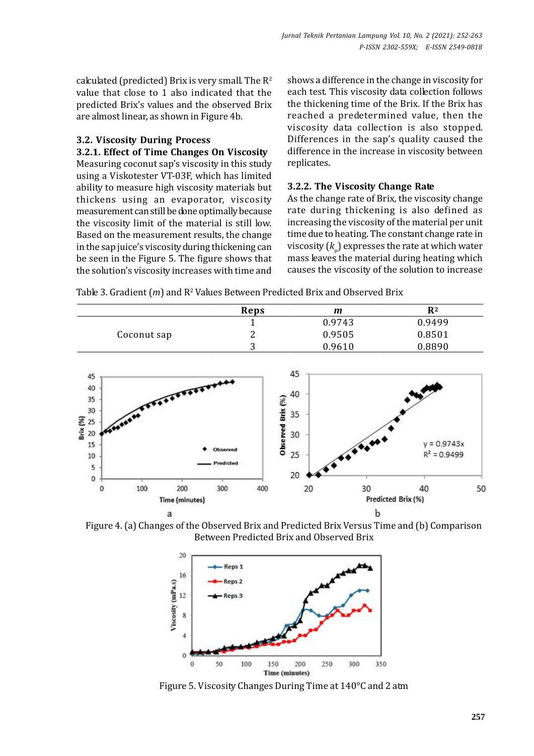calculated (predicted) Brix is very small. The $R^2$ value that close to 1 also indicated that the predicted Brix's values and the observed Brix are almost linear, as shown in Figure 4b.

### 3.2. Viscosity During Process

#### 3.2.1. Effect of Time Changes On Viscosity

Measuring coconut sap's viscosity in this study using a Viskotester VT-03F, which has limited ability to measure high viscosity materials but thickens using an evaporator, viscosity measurement can still be done optimally because the viscosity limit of the material is still low. Based on the measurement results, the change in the sap juice's viscosity during thickening can be seen in the Figure 5. The figure shows that the solution's viscosity increases with time and shows a difference in the change in viscosity for each test. This viscosity data collection follows the thickening time of the Brix. If the Brix has reached a predetermined value, then the viscosity data collection is also stopped. Differences in the sap's quality caused the difference in the increase in viscosity between replicates.

#### 3.2.2. The Viscosity Change Rate

As the change rate of Brix, the viscosity change rate during thickening is also defined as increasing the viscosity of the material per unit time due to heating. The constant change rate in viscosity ($k_\mu$) expresses the rate at which water mass leaves the material during heating which causes the viscosity of the solution to increase

Table 3. Gradient ($m$) and $R^2$ Values Between Predicted Brix and Observed Brix

| | Reps | *m* | $R^2$ |
|---|---|---|---|
| Coconut sap | 1 | 0.9743 | 0.9499 |
| | 2 | 0.9505 | 0.8501 |
| | 3 | 0.9610 | 0.8890 |

Figure 4. (a) Changes of the Observed Brix and Predicted Brix Versus Time and (b) Comparison Between Predicted Brix and Observed Brix

Figure 5. Viscosity Changes During Time at 140°C and 2 atm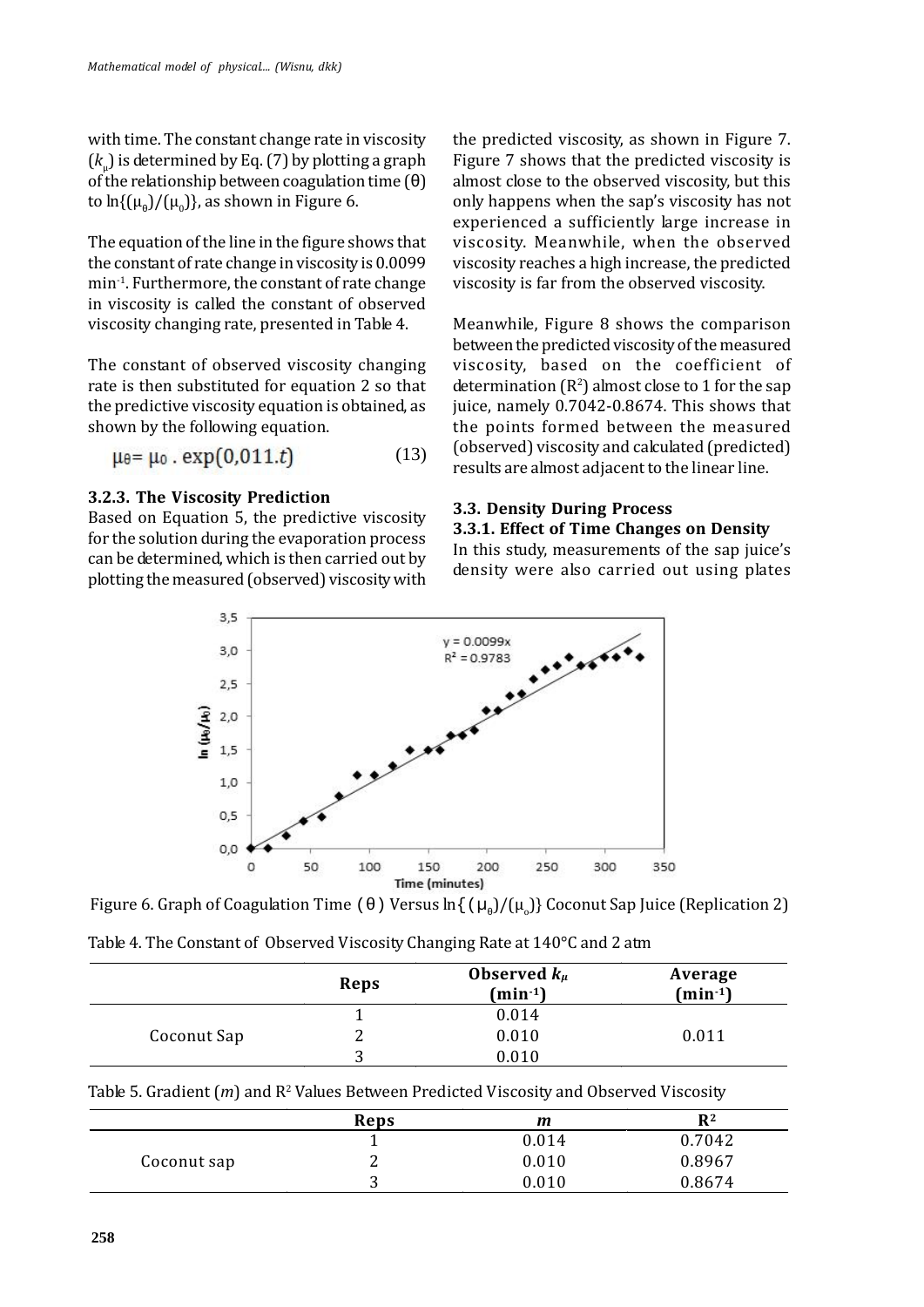with time. The constant change rate in viscosity ($k_\mu$) is determined by Eq. (7) by plotting a graph of the relationship between coagulation time (θ) to $\ln\{(\mu_\theta)/(\mu_0)\}$, as shown in Figure 6.

The equation of the line in the figure shows that the constant of rate change in viscosity is 0.0099 $min^{-1}$. Furthermore, the constant of rate change in viscosity is called the constant of observed viscosity changing rate, presented in Table 4.

The constant of observed viscosity changing rate is then substituted for equation 2 so that the predictive viscosity equation is obtained, as shown by the following equation.

$$\mu_\theta = \mu_0 \cdot \exp(0{,}011.t) \quad (13)$$

### 3.2.3. The Viscosity Prediction

Based on Equation 5, the predictive viscosity for the solution during the evaporation process can be determined, which is then carried out by plotting the measured (observed) viscosity with the predicted viscosity, as shown in Figure 7. Figure 7 shows that the predicted viscosity is almost close to the observed viscosity, but this only happens when the sap's viscosity has not experienced a sufficiently large increase in viscosity. Meanwhile, when the observed viscosity reaches a high increase, the predicted viscosity is far from the observed viscosity.

Meanwhile, Figure 8 shows the comparison between the predicted viscosity of the measured viscosity, based on the coefficient of determination ($R^2$) almost close to 1 for the sap juice, namely 0.7042-0.8674. This shows that the points formed between the measured (observed) viscosity and calculated (predicted) results are almost adjacent to the linear line.

## 3.3. Density During Process

### 3.3.1. Effect of Time Changes on Density

In this study, measurements of the sap juice's density were also carried out using plates

Figure 6. Graph of Coagulation Time (θ) Versus $\ln\{(\mu_\theta)/(\mu_o)\}$ Coconut Sap Juice (Replication 2)

Table 4. The Constant of Observed Viscosity Changing Rate at 140°C and 2 atm

| | Reps | Observed $k_\mu$ ($min^{-1}$) | Average ($min^{-1}$) |
|---|---|---|---|
| Coconut Sap | 1 | 0.014 | 0.011 |
| | 2 | 0.010 | |
| | 3 | 0.010 | |

Table 5. Gradient ($m$) and $R^2$ Values Between Predicted Viscosity and Observed Viscosity

| | Reps | $m$ | $R^2$ |
|---|---|---|---|
| Coconut sap | 1 | 0.014 | 0.7042 |
| | 2 | 0.010 | 0.8967 |
| | 3 | 0.010 | 0.8674 |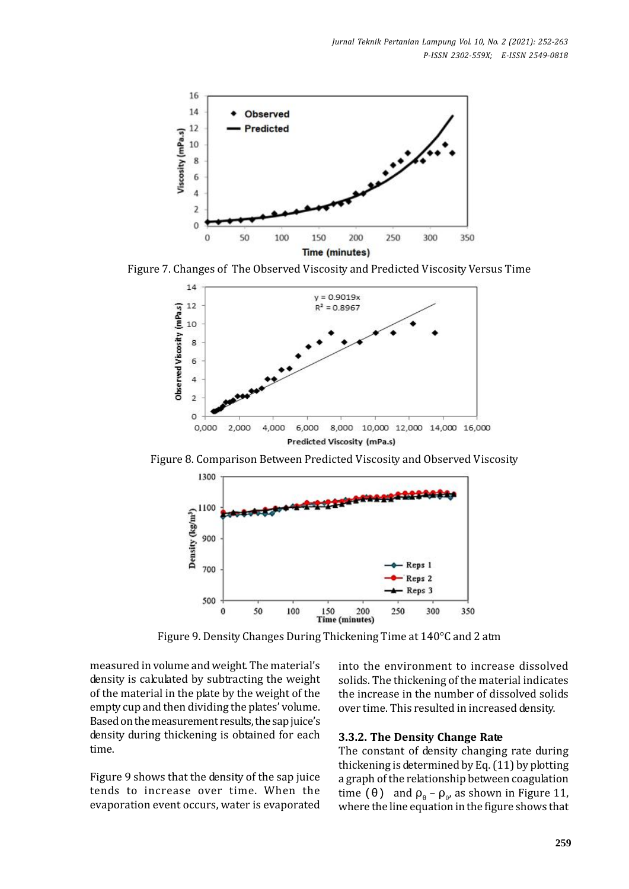Figure 7. Changes of The Observed Viscosity and Predicted Viscosity Versus Time

Figure 8. Comparison Between Predicted Viscosity and Observed Viscosity

Figure 9. Density Changes During Thickening Time at 140°C and 2 atm

measured in volume and weight. The material's density is calculated by subtracting the weight of the material in the plate by the weight of the empty cup and then dividing the plates' volume. Based on the measurement results, the sap juice's density during thickening is obtained for each time.

Figure 9 shows that the density of the sap juice tends to increase over time. When the evaporation event occurs, water is evaporated into the environment to increase dissolved solids. The thickening of the material indicates the increase in the number of dissolved solids over time. This resulted in increased density.

#### 3.3.2. The Density Change Rate

The constant of density changing rate during thickening is determined by Eq. (11) by plotting a graph of the relationship between coagulation time ($\theta$) and $\rho_\theta - \rho_0$, as shown in Figure 11, where the line equation in the figure shows that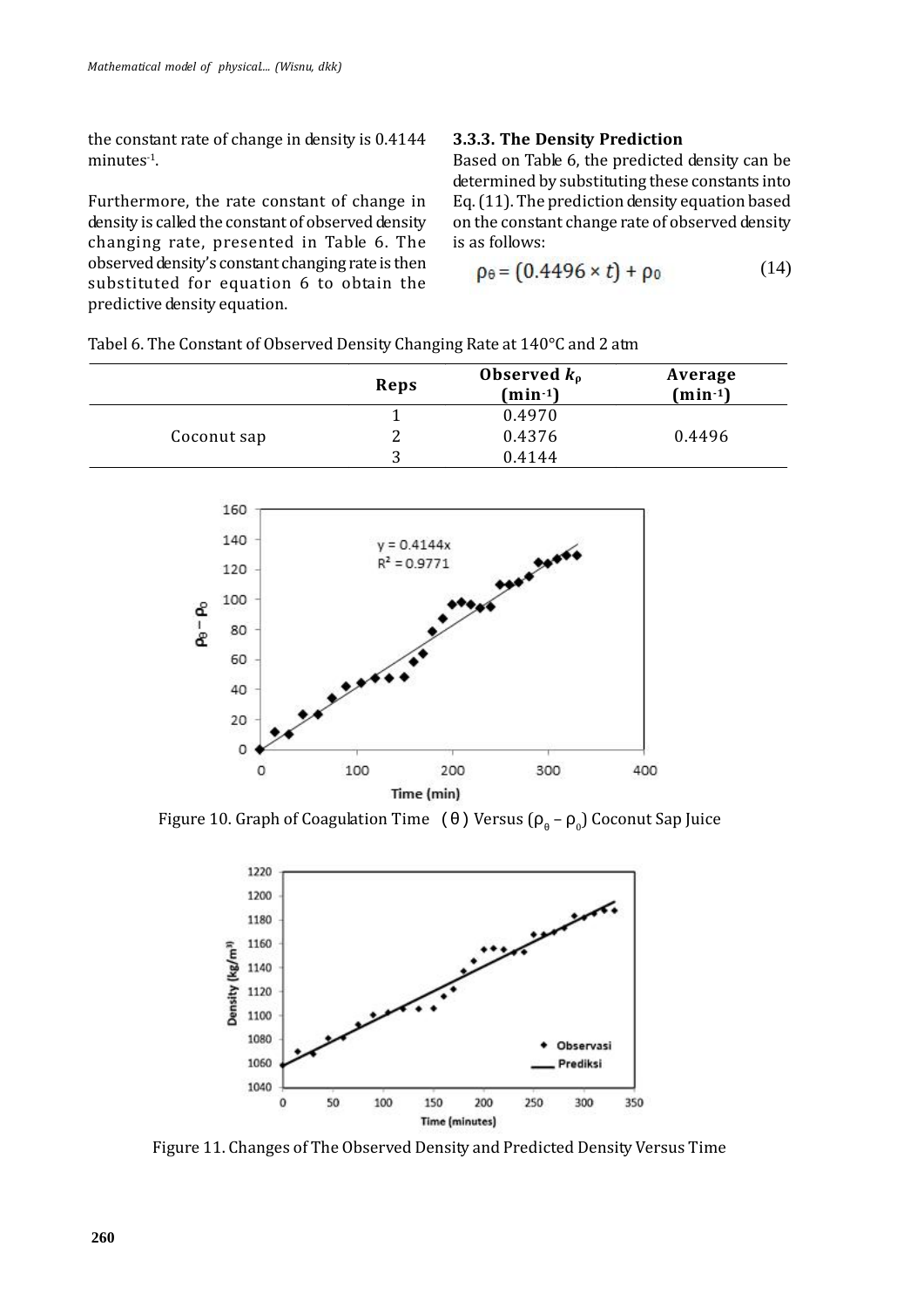the constant rate of change in density is 0.4144 minutes$^{-1}$.

Furthermore, the rate constant of change in density is called the constant of observed density changing rate, presented in Table 6. The observed density's constant changing rate is then substituted for equation 6 to obtain the predictive density equation.

### 3.3.3. The Density Prediction

Based on Table 6, the predicted density can be determined by substituting these constants into Eq. (11). The prediction density equation based on the constant change rate of observed density is as follows:

$$\rho_\theta = (0.4496 \times t) + \rho_0 \tag{14}$$

Tabel 6. The Constant of Observed Density Changing Rate at 140°C and 2 atm

| | Reps | Observed $k_\rho$ (min$^{-1}$) | Average (min$^{-1}$) |
|---|---|---|---|
| Coconut sap | 1 | 0.4970 | 0.4496 |
| | 2 | 0.4376 | |
| | 3 | 0.4144 | |

Figure 10. Graph of Coagulation Time (θ) Versus ($\rho_\theta - \rho_0$) Coconut Sap Juice

Figure 11. Changes of The Observed Density and Predicted Density Versus Time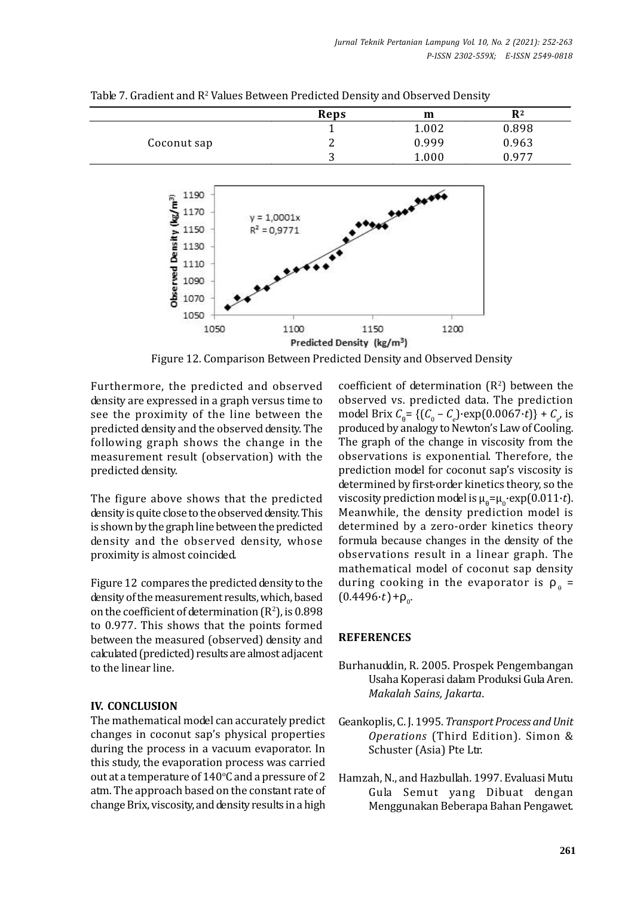Table 7. Gradient and $R^2$ Values Between Predicted Density and Observed Density

| | Reps | m | $R^2$ |
|---|---|---|---|
| Coconut sap | 1 | 1.002 | 0.898 |
| | 2 | 0.999 | 0.963 |
| | 3 | 1.000 | 0.977 |

Figure 12. Comparison Between Predicted Density and Observed Density

Furthermore, the predicted and observed density are expressed in a graph versus time to see the proximity of the line between the predicted density and the observed density. The following graph shows the change in the measurement result (observation) with the predicted density.

The figure above shows that the predicted density is quite close to the observed density. This is shown by the graph line between the predicted density and the observed density, whose proximity is almost coincided.

Figure 12 compares the predicted density to the density of the measurement results, which, based on the coefficient of determination ($R^2$), is 0.898 to 0.977. This shows that the points formed between the measured (observed) density and calculated (predicted) results are almost adjacent to the linear line.

## IV. CONCLUSION

The mathematical model can accurately predict changes in coconut sap's physical properties during the process in a vacuum evaporator. In this study, the evaporation process was carried out at a temperature of 140°C and a pressure of 2 atm. The approach based on the constant rate of change Brix, viscosity, and density results in a high coefficient of determination ($R^2$) between the observed vs. predicted data. The prediction model Brix $C_\theta = \{(C_0 - C_e)\cdot\exp(0.0067\cdot t)\} + C_e$, is produced by analogy to Newton's Law of Cooling. The graph of the change in viscosity from the observations is exponential. Therefore, the prediction model for coconut sap's viscosity is determined by first-order kinetics theory, so the viscosity prediction model is $\mu_\theta = \mu_0 \cdot \exp(0.011\cdot t)$. Meanwhile, the density prediction model is determined by a zero-order kinetics theory formula because changes in the density of the observations result in a linear graph. The mathematical model of coconut sap density during cooking in the evaporator is $\rho_\theta = (0.4496\cdot t) + \rho_0$.

## REFERENCES

Burhanuddin, R. 2005. Prospek Pengembangan Usaha Koperasi dalam Produksi Gula Aren. *Makalah Sains, Jakarta*.

Geankoplis, C. J. 1995. *Transport Process and Unit Operations* (Third Edition). Simon & Schuster (Asia) Pte Ltr.

Hamzah, N., and Hazbullah. 1997. Evaluasi Mutu Gula Semut yang Dibuat dengan Menggunakan Beberapa Bahan Pengawet.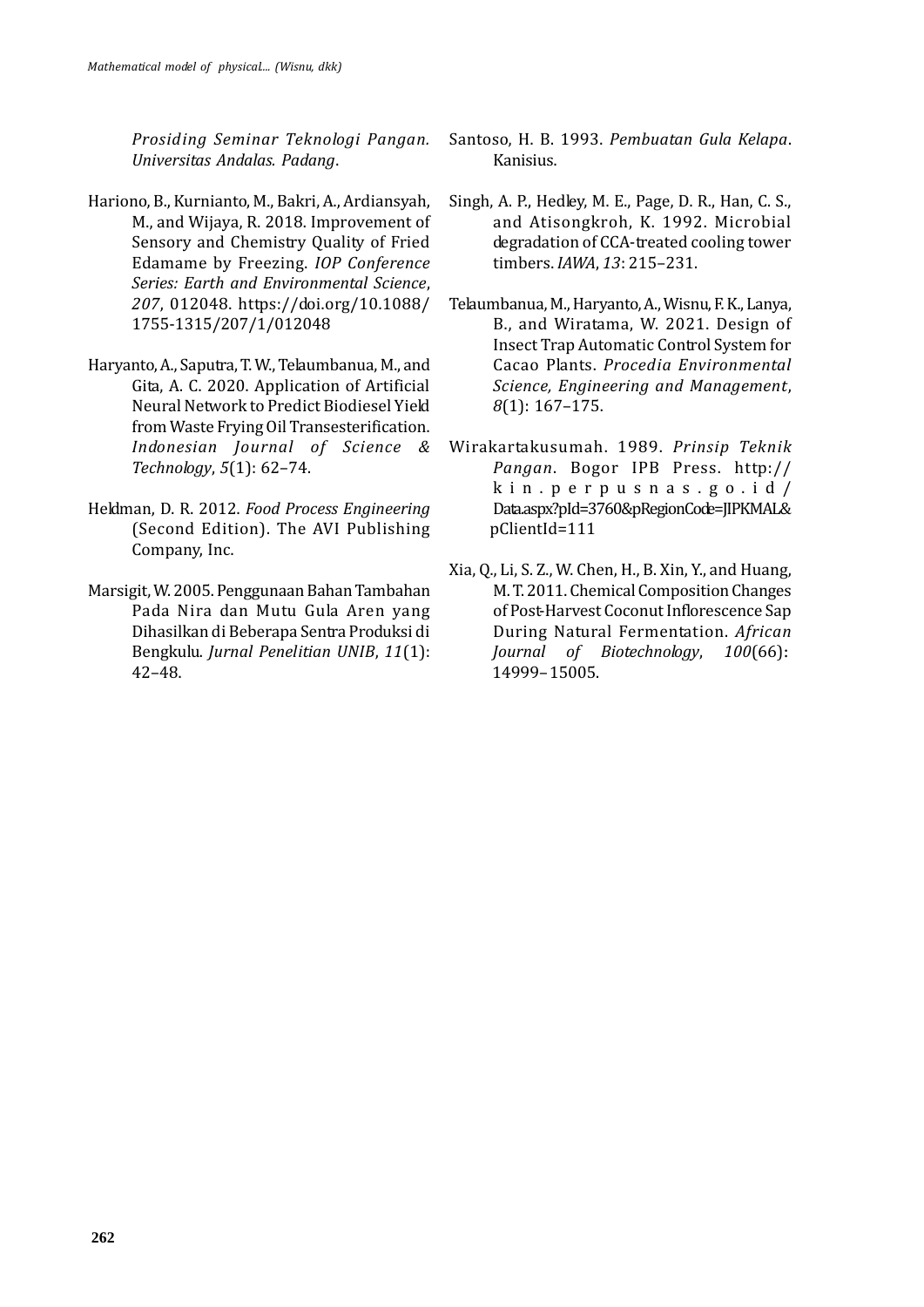*Prosiding Seminar Teknologi Pangan. Universitas Andalas. Padang*.

Hariono, B., Kurnianto, M., Bakri, A., Ardiansyah, M., and Wijaya, R. 2018. Improvement of Sensory and Chemistry Quality of Fried Edamame by Freezing. *IOP Conference Series: Earth and Environmental Science*, *207*, 012048. https://doi.org/10.1088/1755-1315/207/1/012048

Haryanto, A., Saputra, T. W., Telaumbanua, M., and Gita, A. C. 2020. Application of Artificial Neural Network to Predict Biodiesel Yield from Waste Frying Oil Transesterification. *Indonesian Journal of Science & Technology*, *5*(1): 62–74.

Heldman, D. R. 2012. *Food Process Engineering* (Second Edition). The AVI Publishing Company, Inc.

Marsigit, W. 2005. Penggunaan Bahan Tambahan Pada Nira dan Mutu Gula Aren yang Dihasilkan di Beberapa Sentra Produksi di Bengkulu. *Jurnal Penelitian UNIB*, *11*(1): 42–48.

Santoso, H. B. 1993. *Pembuatan Gula Kelapa*. Kanisius.

Singh, A. P., Hedley, M. E., Page, D. R., Han, C. S., and Atisongkroh, K. 1992. Microbial degradation of CCA-treated cooling tower timbers. *IAWA*, *13*: 215–231.

Telaumbanua, M., Haryanto, A., Wisnu, F. K., Lanya, B., and Wiratama, W. 2021. Design of Insect Trap Automatic Control System for Cacao Plants. *Procedia Environmental Science, Engineering and Management*, *8*(1): 167–175.

Wirakartakusumah. 1989. *Prinsip Teknik Pangan*. Bogor IPB Press. http://kin.perpusnas.go.id/Data.aspx?pId=3760&pRegionCode=JIPKMAL&pClientId=111

Xia, Q., Li, S. Z., W. Chen, H., B. Xin, Y., and Huang, M. T. 2011. Chemical Composition Changes of Post-Harvest Coconut Inflorescence Sap During Natural Fermentation. *African Journal of Biotechnology*, *100*(66): 14999– 15005.